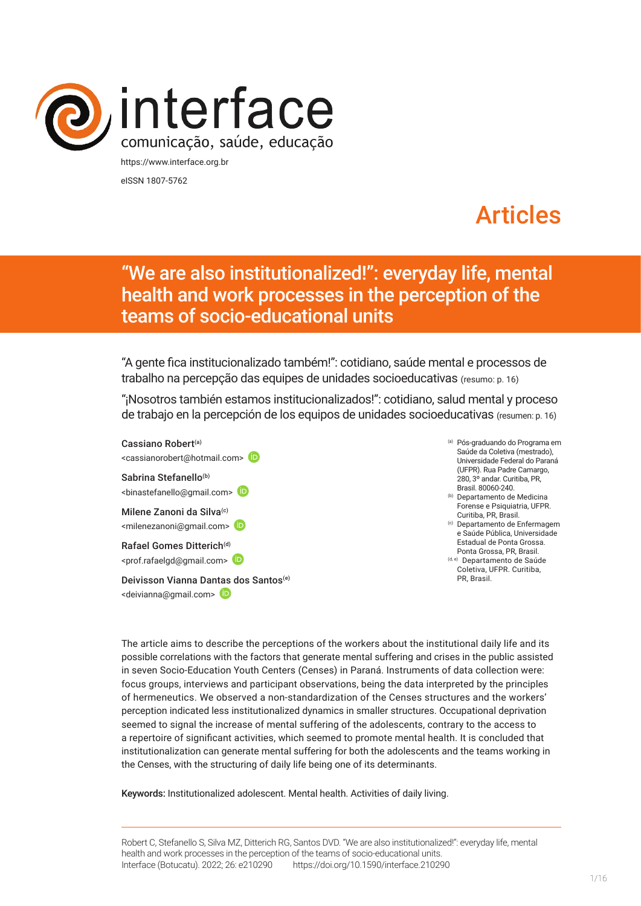interface
comunicação, saúde, educação

https://www.interface.org.br
eISSN 1807-5762

Articles

# "We are also institutionalized!": everyday life, mental health and work processes in the perception of the teams of socio-educational units

"A gente fica institucionalizado também!": cotidiano, saúde mental e processos de trabalho na percepção das equipes de unidades socioeducativas (resumo: p. 16)

"¡Nosotros también estamos institucionalizados!": cotidiano, salud mental y proceso de trabajo en la percepción de los equipos de unidades socioeducativas (resumen: p. 16)

Cassiano Robert[(a)]
<cassianorobert@hotmail.com>

Sabrina Stefanello[(b)]
<binastefanello@gmail.com>

Milene Zanoni da Silva[(c)]
<milenezanoni@gmail.com>

Rafael Gomes Ditterich[(d)]
<prof.rafaelgd@gmail.com>

Deivisson Vianna Dantas dos Santos[(e)]
<deivianna@gmail.com>

[(a)] Pós-graduando do Programa em Saúde da Coletiva (mestrado), Universidade Federal do Paraná (UFPR). Rua Padre Camargo, 280, 3º andar. Curitiba, PR, Brasil. 80060-240.
[(b)] Departamento de Medicina Forense e Psiquiatria, UFPR. Curitiba, PR, Brasil.
[(c)] Departamento de Enfermagem e Saúde Pública, Universidade Estadual de Ponta Grossa. Ponta Grossa, PR, Brasil.
[(d, e)] Departamento de Saúde Coletiva, UFPR. Curitiba, PR, Brasil.

The article aims to describe the perceptions of the workers about the institutional daily life and its possible correlations with the factors that generate mental suffering and crises in the public assisted in seven Socio-Education Youth Centers (Censes) in Paraná. Instruments of data collection were: focus groups, interviews and participant observations, being the data interpreted by the principles of hermeneutics. We observed a non-standardization of the Censes structures and the workers' perception indicated less institutionalized dynamics in smaller structures. Occupational deprivation seemed to signal the increase of mental suffering of the adolescents, contrary to the access to a repertoire of significant activities, which seemed to promote mental health. It is concluded that institutionalization can generate mental suffering for both the adolescents and the teams working in the Censes, with the structuring of daily life being one of its determinants.

**Keywords:** Institutionalized adolescent. Mental health. Activities of daily living.

Robert C, Stefanello S, Silva MZ, Ditterich RG, Santos DVD. "We are also institutionalized!": everyday life, mental health and work processes in the perception of the teams of socio-educational units. Interface (Botucatu). 2022; 26: e210290 https://doi.org/10.1590/interface.210290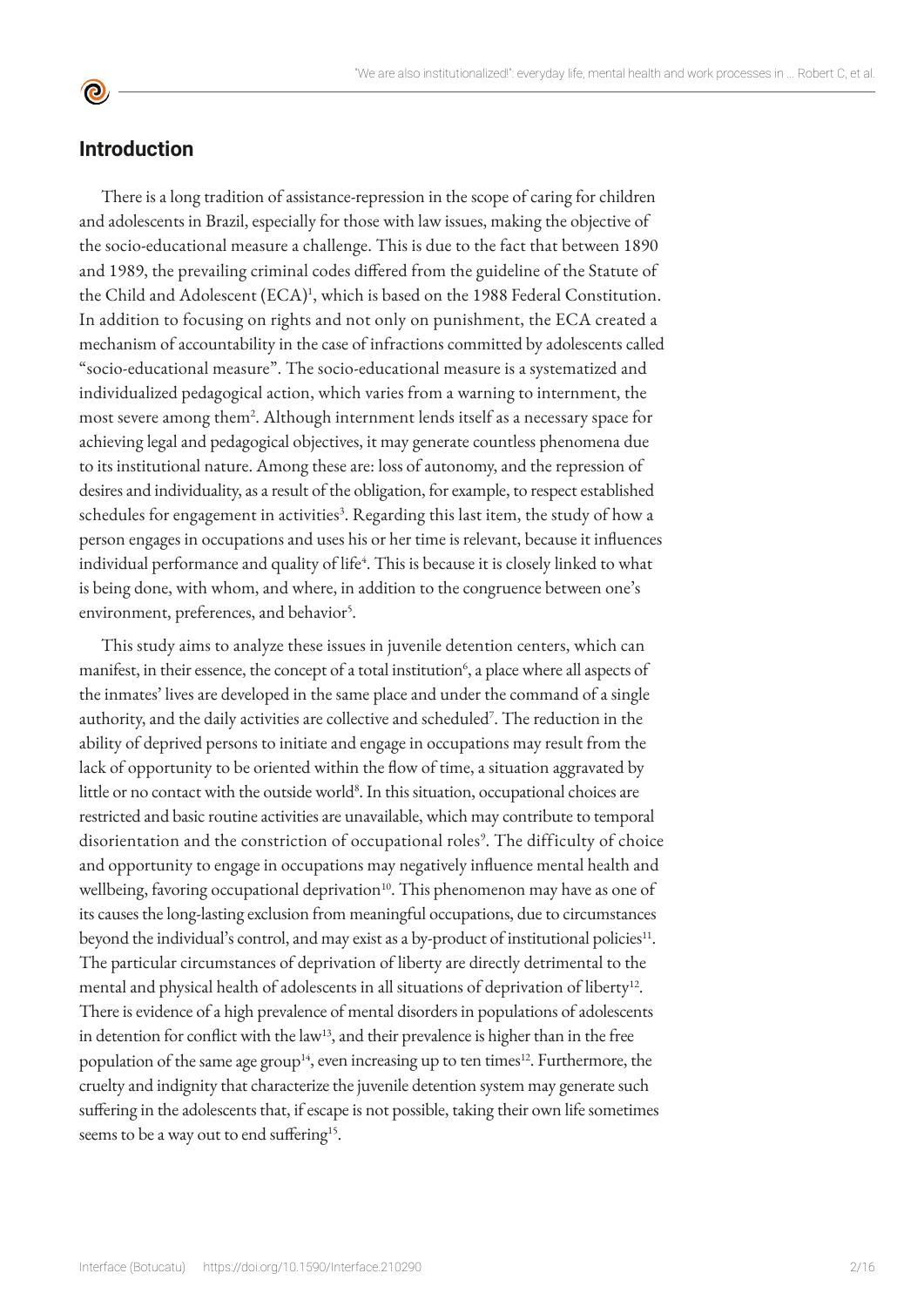## Introduction

There is a long tradition of assistance-repression in the scope of caring for children and adolescents in Brazil, especially for those with law issues, making the objective of the socio-educational measure a challenge. This is due to the fact that between 1890 and 1989, the prevailing criminal codes differed from the guideline of the Statute of the Child and Adolescent (ECA)[1], which is based on the 1988 Federal Constitution. In addition to focusing on rights and not only on punishment, the ECA created a mechanism of accountability in the case of infractions committed by adolescents called "socio-educational measure". The socio-educational measure is a systematized and individualized pedagogical action, which varies from a warning to internment, the most severe among them[2]. Although internment lends itself as a necessary space for achieving legal and pedagogical objectives, it may generate countless phenomena due to its institutional nature. Among these are: loss of autonomy, and the repression of desires and individuality, as a result of the obligation, for example, to respect established schedules for engagement in activities[3]. Regarding this last item, the study of how a person engages in occupations and uses his or her time is relevant, because it influences individual performance and quality of life[4]. This is because it is closely linked to what is being done, with whom, and where, in addition to the congruence between one's environment, preferences, and behavior[5].

This study aims to analyze these issues in juvenile detention centers, which can manifest, in their essence, the concept of a total institution[6], a place where all aspects of the inmates' lives are developed in the same place and under the command of a single authority, and the daily activities are collective and scheduled[7]. The reduction in the ability of deprived persons to initiate and engage in occupations may result from the lack of opportunity to be oriented within the flow of time, a situation aggravated by little or no contact with the outside world[8]. In this situation, occupational choices are restricted and basic routine activities are unavailable, which may contribute to temporal disorientation and the constriction of occupational roles[9]. The difficulty of choice and opportunity to engage in occupations may negatively influence mental health and wellbeing, favoring occupational deprivation[10]. This phenomenon may have as one of its causes the long-lasting exclusion from meaningful occupations, due to circumstances beyond the individual's control, and may exist as a by-product of institutional policies[11]. The particular circumstances of deprivation of liberty are directly detrimental to the mental and physical health of adolescents in all situations of deprivation of liberty[12]. There is evidence of a high prevalence of mental disorders in populations of adolescents in detention for conflict with the law[13], and their prevalence is higher than in the free population of the same age group[14], even increasing up to ten times[12]. Furthermore, the cruelty and indignity that characterize the juvenile detention system may generate such suffering in the adolescents that, if escape is not possible, taking their own life sometimes seems to be a way out to end suffering[15].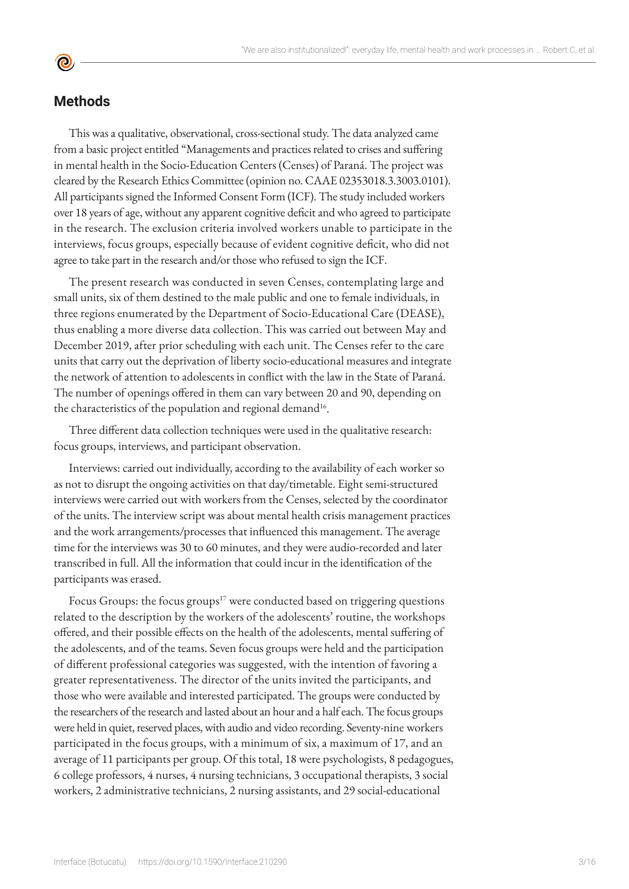## Methods

This was a qualitative, observational, cross-sectional study. The data analyzed came from a basic project entitled "Managements and practices related to crises and suffering in mental health in the Socio-Education Centers (Censes) of Paraná. The project was cleared by the Research Ethics Committee (opinion no. CAAE 02353018.3.3003.0101). All participants signed the Informed Consent Form (ICF). The study included workers over 18 years of age, without any apparent cognitive deficit and who agreed to participate in the research. The exclusion criteria involved workers unable to participate in the interviews, focus groups, especially because of evident cognitive deficit, who did not agree to take part in the research and/or those who refused to sign the ICF.

The present research was conducted in seven Censes, contemplating large and small units, six of them destined to the male public and one to female individuals, in three regions enumerated by the Department of Socio-Educational Care (DEASE), thus enabling a more diverse data collection. This was carried out between May and December 2019, after prior scheduling with each unit. The Censes refer to the care units that carry out the deprivation of liberty socio-educational measures and integrate the network of attention to adolescents in conflict with the law in the State of Paraná. The number of openings offered in them can vary between 20 and 90, depending on the characteristics of the population and regional demand[16].

Three different data collection techniques were used in the qualitative research: focus groups, interviews, and participant observation.

Interviews: carried out individually, according to the availability of each worker so as not to disrupt the ongoing activities on that day/timetable. Eight semi-structured interviews were carried out with workers from the Censes, selected by the coordinator of the units. The interview script was about mental health crisis management practices and the work arrangements/processes that influenced this management. The average time for the interviews was 30 to 60 minutes, and they were audio-recorded and later transcribed in full. All the information that could incur in the identification of the participants was erased.

Focus Groups: the focus groups[17] were conducted based on triggering questions related to the description by the workers of the adolescents' routine, the workshops offered, and their possible effects on the health of the adolescents, mental suffering of the adolescents, and of the teams. Seven focus groups were held and the participation of different professional categories was suggested, with the intention of favoring a greater representativeness. The director of the units invited the participants, and those who were available and interested participated. The groups were conducted by the researchers of the research and lasted about an hour and a half each. The focus groups were held in quiet, reserved places, with audio and video recording. Seventy-nine workers participated in the focus groups, with a minimum of six, a maximum of 17, and an average of 11 participants per group. Of this total, 18 were psychologists, 8 pedagogues, 6 college professors, 4 nurses, 4 nursing technicians, 3 occupational therapists, 3 social workers, 2 administrative technicians, 2 nursing assistants, and 29 social-educational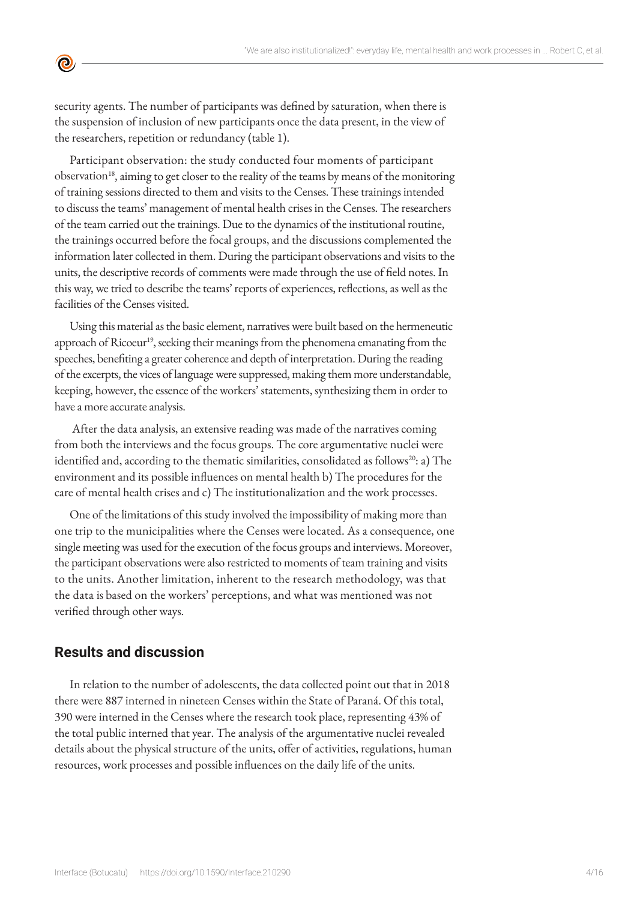security agents. The number of participants was defined by saturation, when there is the suspension of inclusion of new participants once the data present, in the view of the researchers, repetition or redundancy (table 1).

Participant observation: the study conducted four moments of participant observation[18], aiming to get closer to the reality of the teams by means of the monitoring of training sessions directed to them and visits to the Censes. These trainings intended to discuss the teams' management of mental health crises in the Censes. The researchers of the team carried out the trainings. Due to the dynamics of the institutional routine, the trainings occurred before the focal groups, and the discussions complemented the information later collected in them. During the participant observations and visits to the units, the descriptive records of comments were made through the use of field notes. In this way, we tried to describe the teams' reports of experiences, reflections, as well as the facilities of the Censes visited.

Using this material as the basic element, narratives were built based on the hermeneutic approach of Ricoeur[19], seeking their meanings from the phenomena emanating from the speeches, benefiting a greater coherence and depth of interpretation. During the reading of the excerpts, the vices of language were suppressed, making them more understandable, keeping, however, the essence of the workers' statements, synthesizing them in order to have a more accurate analysis.

After the data analysis, an extensive reading was made of the narratives coming from both the interviews and the focus groups. The core argumentative nuclei were identified and, according to the thematic similarities, consolidated as follows[20]: a) The environment and its possible influences on mental health b) The procedures for the care of mental health crises and c) The institutionalization and the work processes.

One of the limitations of this study involved the impossibility of making more than one trip to the municipalities where the Censes were located. As a consequence, one single meeting was used for the execution of the focus groups and interviews. Moreover, the participant observations were also restricted to moments of team training and visits to the units. Another limitation, inherent to the research methodology, was that the data is based on the workers' perceptions, and what was mentioned was not verified through other ways.

## Results and discussion

In relation to the number of adolescents, the data collected point out that in 2018 there were 887 interned in nineteen Censes within the State of Paraná. Of this total, 390 were interned in the Censes where the research took place, representing 43% of the total public interned that year. The analysis of the argumentative nuclei revealed details about the physical structure of the units, offer of activities, regulations, human resources, work processes and possible influences on the daily life of the units.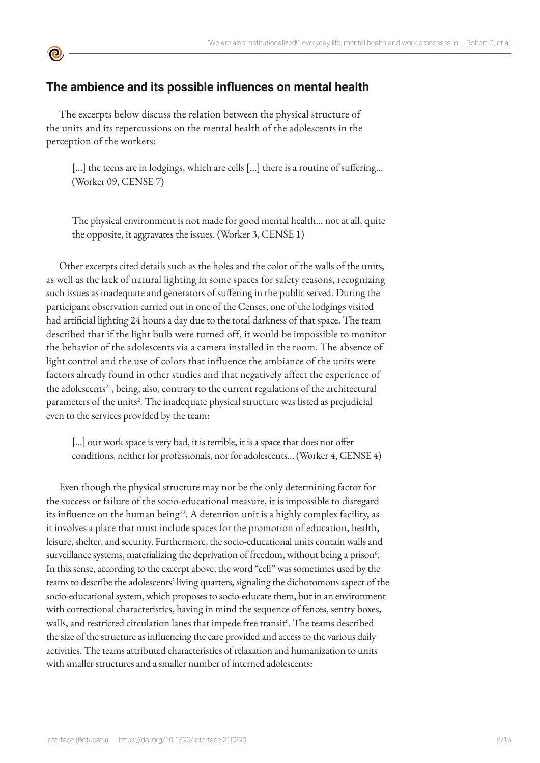## The ambience and its possible influences on mental health

The excerpts below discuss the relation between the physical structure of the units and its repercussions on the mental health of the adolescents in the perception of the workers:

> [...] the teens are in lodgings, which are cells [...] there is a routine of suffering... (Worker 09, CENSE 7)

> The physical environment is not made for good mental health... not at all, quite the opposite, it aggravates the issues. (Worker 3, CENSE 1)

Other excerpts cited details such as the holes and the color of the walls of the units, as well as the lack of natural lighting in some spaces for safety reasons, recognizing such issues as inadequate and generators of suffering in the public served. During the participant observation carried out in one of the Censes, one of the lodgings visited had artificial lighting 24 hours a day due to the total darkness of that space. The team described that if the light bulb were turned off, it would be impossible to monitor the behavior of the adolescents via a camera installed in the room. The absence of light control and the use of colors that influence the ambiance of the units were factors already found in other studies and that negatively affect the experience of the adolescents[21], being, also, contrary to the current regulations of the architectural parameters of the units[2]. The inadequate physical structure was listed as prejudicial even to the services provided by the team:

> [...] our work space is very bad, it is terrible, it is a space that does not offer conditions, neither for professionals, nor for adolescents... (Worker 4, CENSE 4)

Even though the physical structure may not be the only determining factor for the success or failure of the socio-educational measure, it is impossible to disregard its influence on the human being[22]. A detention unit is a highly complex facility, as it involves a place that must include spaces for the promotion of education, health, leisure, shelter, and security. Furthermore, the socio-educational units contain walls and surveillance systems, materializing the deprivation of freedom, without being a prison[6]. In this sense, according to the excerpt above, the word "cell" was sometimes used by the teams to describe the adolescents' living quarters, signaling the dichotomous aspect of the socio-educational system, which proposes to socio-educate them, but in an environment with correctional characteristics, having in mind the sequence of fences, sentry boxes, walls, and restricted circulation lanes that impede free transit[6]. The teams described the size of the structure as influencing the care provided and access to the various daily activities. The teams attributed characteristics of relaxation and humanization to units with smaller structures and a smaller number of interned adolescents: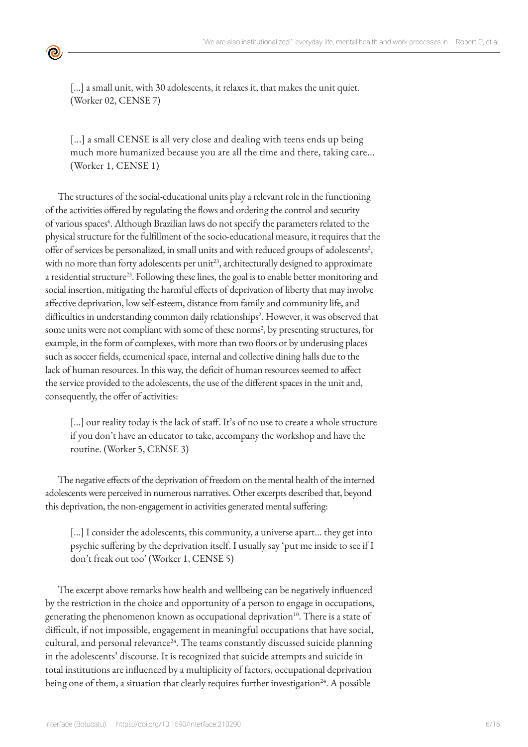> [...] a small unit, with 30 adolescents, it relaxes it, that makes the unit quiet. (Worker 02, CENSE 7)

> [...] a small CENSE is all very close and dealing with teens ends up being much more humanized because you are all the time and there, taking care... (Worker 1, CENSE 1)

The structures of the social-educational units play a relevant role in the functioning of the activities offered by regulating the flows and ordering the control and security of various spaces[6]. Although Brazilian laws do not specify the parameters related to the physical structure for the fulfillment of the socio-educational measure, it requires that the offer of services be personalized, in small units and with reduced groups of adolescents[2], with no more than forty adolescents per unit[23], architecturally designed to approximate a residential structure[23]. Following these lines, the goal is to enable better monitoring and social insertion, mitigating the harmful effects of deprivation of liberty that may involve affective deprivation, low self-esteem, distance from family and community life, and difficulties in understanding common daily relationships[2]. However, it was observed that some units were not compliant with some of these norms[2], by presenting structures, for example, in the form of complexes, with more than two floors or by underusing places such as soccer fields, ecumenical space, internal and collective dining halls due to the lack of human resources. In this way, the deficit of human resources seemed to affect the service provided to the adolescents, the use of the different spaces in the unit and, consequently, the offer of activities:

> [...] our reality today is the lack of staff. It's of no use to create a whole structure if you don't have an educator to take, accompany the workshop and have the routine. (Worker 5, CENSE 3)

The negative effects of the deprivation of freedom on the mental health of the interned adolescents were perceived in numerous narratives. Other excerpts described that, beyond this deprivation, the non-engagement in activities generated mental suffering:

> [...] I consider the adolescents, this community, a universe apart... they get into psychic suffering by the deprivation itself. I usually say 'put me inside to see if I don't freak out too' (Worker 1, CENSE 5)

The excerpt above remarks how health and wellbeing can be negatively influenced by the restriction in the choice and opportunity of a person to engage in occupations, generating the phenomenon known as occupational deprivation[10]. There is a state of difficult, if not impossible, engagement in meaningful occupations that have social, cultural, and personal relevance[24]. The teams constantly discussed suicide planning in the adolescents' discourse. It is recognized that suicide attempts and suicide in total institutions are influenced by a multiplicity of factors, occupational deprivation being one of them, a situation that clearly requires further investigation[24]. A possible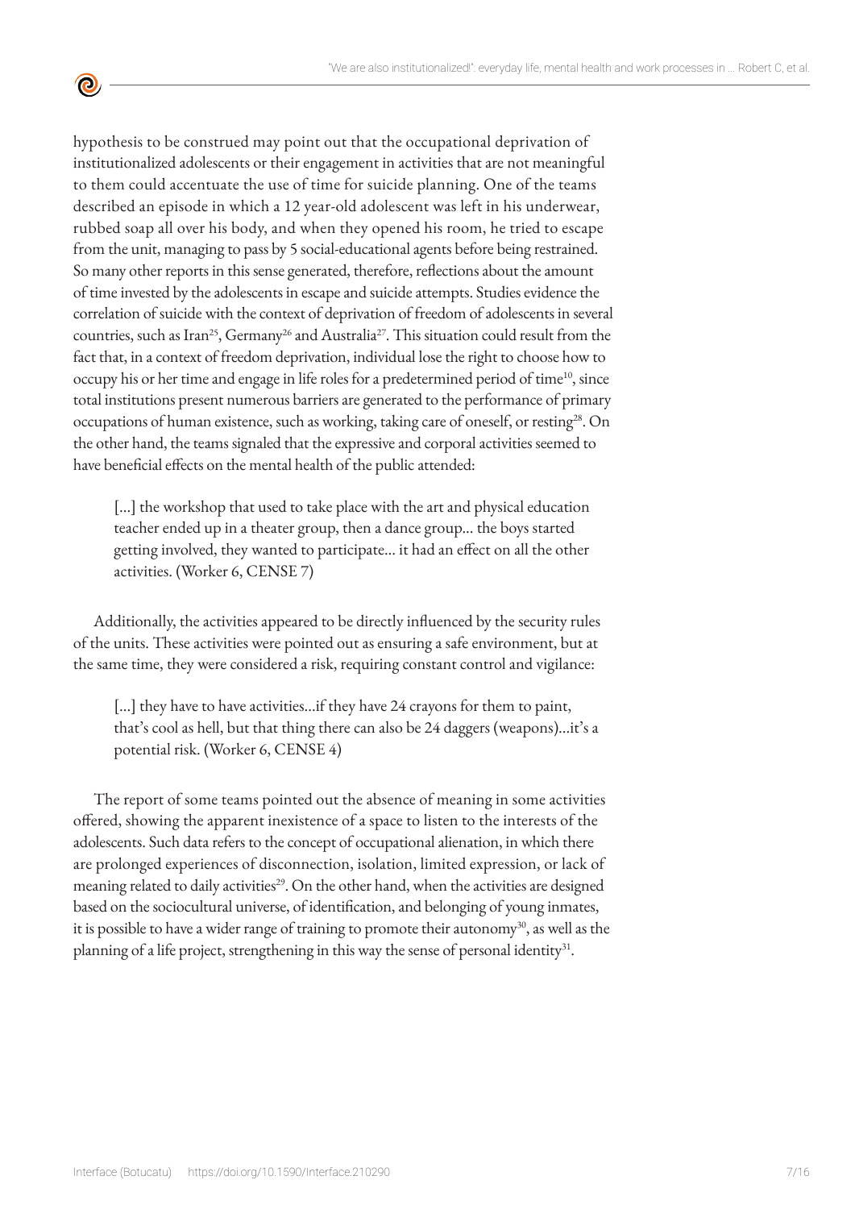hypothesis to be construed may point out that the occupational deprivation of institutionalized adolescents or their engagement in activities that are not meaningful to them could accentuate the use of time for suicide planning. One of the teams described an episode in which a 12 year-old adolescent was left in his underwear, rubbed soap all over his body, and when they opened his room, he tried to escape from the unit, managing to pass by 5 social-educational agents before being restrained. So many other reports in this sense generated, therefore, reflections about the amount of time invested by the adolescents in escape and suicide attempts. Studies evidence the correlation of suicide with the context of deprivation of freedom of adolescents in several countries, such as Iran[25], Germany[26] and Australia[27]. This situation could result from the fact that, in a context of freedom deprivation, individual lose the right to choose how to occupy his or her time and engage in life roles for a predetermined period of time[10], since total institutions present numerous barriers are generated to the performance of primary occupations of human existence, such as working, taking care of oneself, or resting[28]. On the other hand, the teams signaled that the expressive and corporal activities seemed to have beneficial effects on the mental health of the public attended:

> [...] the workshop that used to take place with the art and physical education teacher ended up in a theater group, then a dance group... the boys started getting involved, they wanted to participate... it had an effect on all the other activities. (Worker 6, CENSE 7)

Additionally, the activities appeared to be directly influenced by the security rules of the units. These activities were pointed out as ensuring a safe environment, but at the same time, they were considered a risk, requiring constant control and vigilance:

> [...] they have to have activities...if they have 24 crayons for them to paint, that's cool as hell, but that thing there can also be 24 daggers (weapons)...it's a potential risk. (Worker 6, CENSE 4)

The report of some teams pointed out the absence of meaning in some activities offered, showing the apparent inexistence of a space to listen to the interests of the adolescents. Such data refers to the concept of occupational alienation, in which there are prolonged experiences of disconnection, isolation, limited expression, or lack of meaning related to daily activities[29]. On the other hand, when the activities are designed based on the sociocultural universe, of identification, and belonging of young inmates, it is possible to have a wider range of training to promote their autonomy[30], as well as the planning of a life project, strengthening in this way the sense of personal identity[31].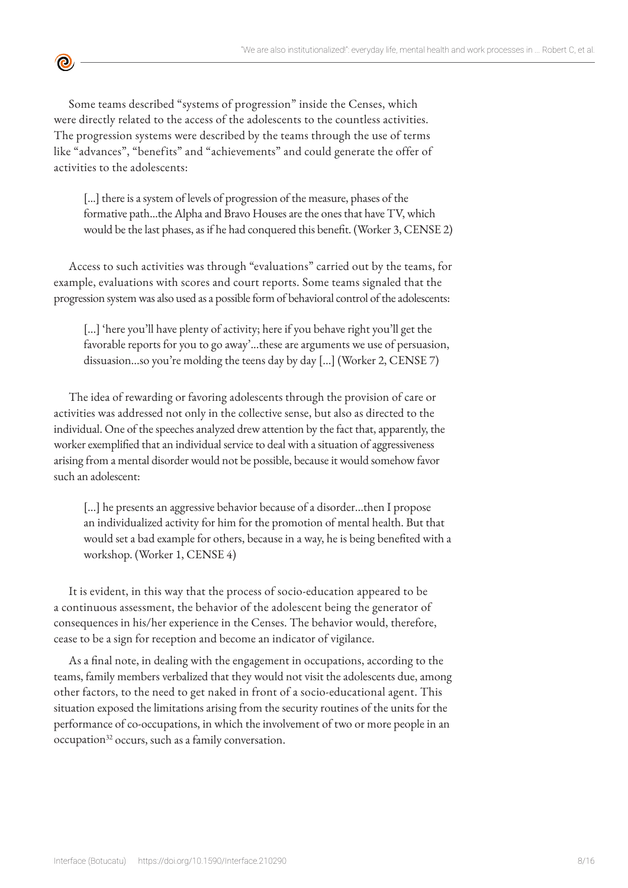Some teams described "systems of progression" inside the Censes, which were directly related to the access of the adolescents to the countless activities. The progression systems were described by the teams through the use of terms like "advances", "benefits" and "achievements" and could generate the offer of activities to the adolescents:

> [...] there is a system of levels of progression of the measure, phases of the formative path...the Alpha and Bravo Houses are the ones that have TV, which would be the last phases, as if he had conquered this benefit. (Worker 3, CENSE 2)

Access to such activities was through "evaluations" carried out by the teams, for example, evaluations with scores and court reports. Some teams signaled that the progression system was also used as a possible form of behavioral control of the adolescents:

> [...] 'here you'll have plenty of activity; here if you behave right you'll get the favorable reports for you to go away'...these are arguments we use of persuasion, dissuasion...so you're molding the teens day by day [...] (Worker 2, CENSE 7)

The idea of rewarding or favoring adolescents through the provision of care or activities was addressed not only in the collective sense, but also as directed to the individual. One of the speeches analyzed drew attention by the fact that, apparently, the worker exemplified that an individual service to deal with a situation of aggressiveness arising from a mental disorder would not be possible, because it would somehow favor such an adolescent:

> [...] he presents an aggressive behavior because of a disorder...then I propose an individualized activity for him for the promotion of mental health. But that would set a bad example for others, because in a way, he is being benefited with a workshop. (Worker 1, CENSE 4)

It is evident, in this way that the process of socio-education appeared to be a continuous assessment, the behavior of the adolescent being the generator of consequences in his/her experience in the Censes. The behavior would, therefore, cease to be a sign for reception and become an indicator of vigilance.

As a final note, in dealing with the engagement in occupations, according to the teams, family members verbalized that they would not visit the adolescents due, among other factors, to the need to get naked in front of a socio-educational agent. This situation exposed the limitations arising from the security routines of the units for the performance of co-occupations, in which the involvement of two or more people in an occupation[32] occurs, such as a family conversation.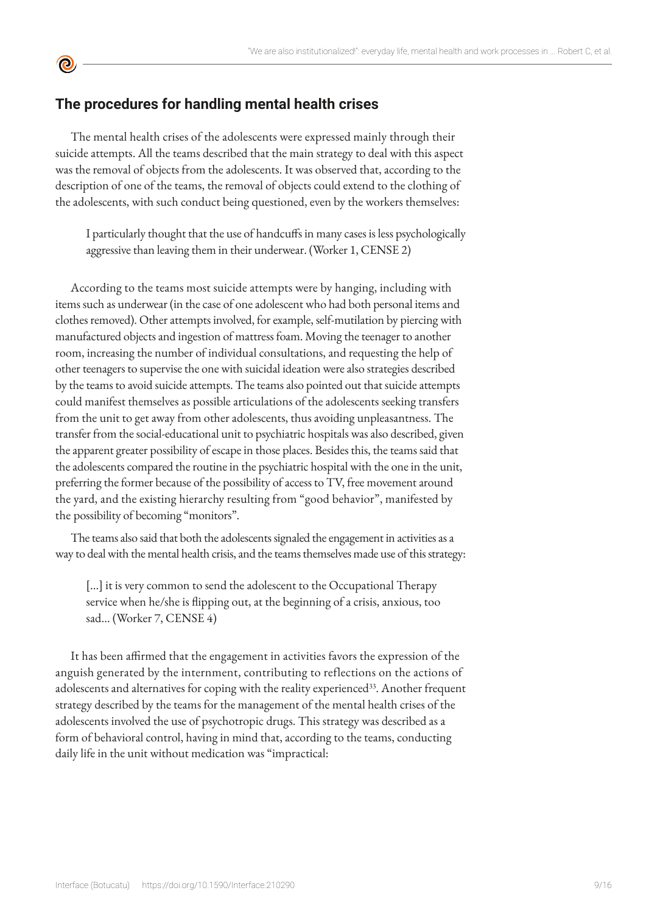## The procedures for handling mental health crises

The mental health crises of the adolescents were expressed mainly through their suicide attempts. All the teams described that the main strategy to deal with this aspect was the removal of objects from the adolescents. It was observed that, according to the description of one of the teams, the removal of objects could extend to the clothing of the adolescents, with such conduct being questioned, even by the workers themselves:

> I particularly thought that the use of handcuffs in many cases is less psychologically aggressive than leaving them in their underwear. (Worker 1, CENSE 2)

According to the teams most suicide attempts were by hanging, including with items such as underwear (in the case of one adolescent who had both personal items and clothes removed). Other attempts involved, for example, self-mutilation by piercing with manufactured objects and ingestion of mattress foam. Moving the teenager to another room, increasing the number of individual consultations, and requesting the help of other teenagers to supervise the one with suicidal ideation were also strategies described by the teams to avoid suicide attempts. The teams also pointed out that suicide attempts could manifest themselves as possible articulations of the adolescents seeking transfers from the unit to get away from other adolescents, thus avoiding unpleasantness. The transfer from the social-educational unit to psychiatric hospitals was also described, given the apparent greater possibility of escape in those places. Besides this, the teams said that the adolescents compared the routine in the psychiatric hospital with the one in the unit, preferring the former because of the possibility of access to TV, free movement around the yard, and the existing hierarchy resulting from "good behavior", manifested by the possibility of becoming "monitors".

The teams also said that both the adolescents signaled the engagement in activities as a way to deal with the mental health crisis, and the teams themselves made use of this strategy:

> [...] it is very common to send the adolescent to the Occupational Therapy service when he/she is flipping out, at the beginning of a crisis, anxious, too sad... (Worker 7, CENSE 4)

It has been affirmed that the engagement in activities favors the expression of the anguish generated by the internment, contributing to reflections on the actions of adolescents and alternatives for coping with the reality experienced[33]. Another frequent strategy described by the teams for the management of the mental health crises of the adolescents involved the use of psychotropic drugs. This strategy was described as a form of behavioral control, having in mind that, according to the teams, conducting daily life in the unit without medication was "impractical: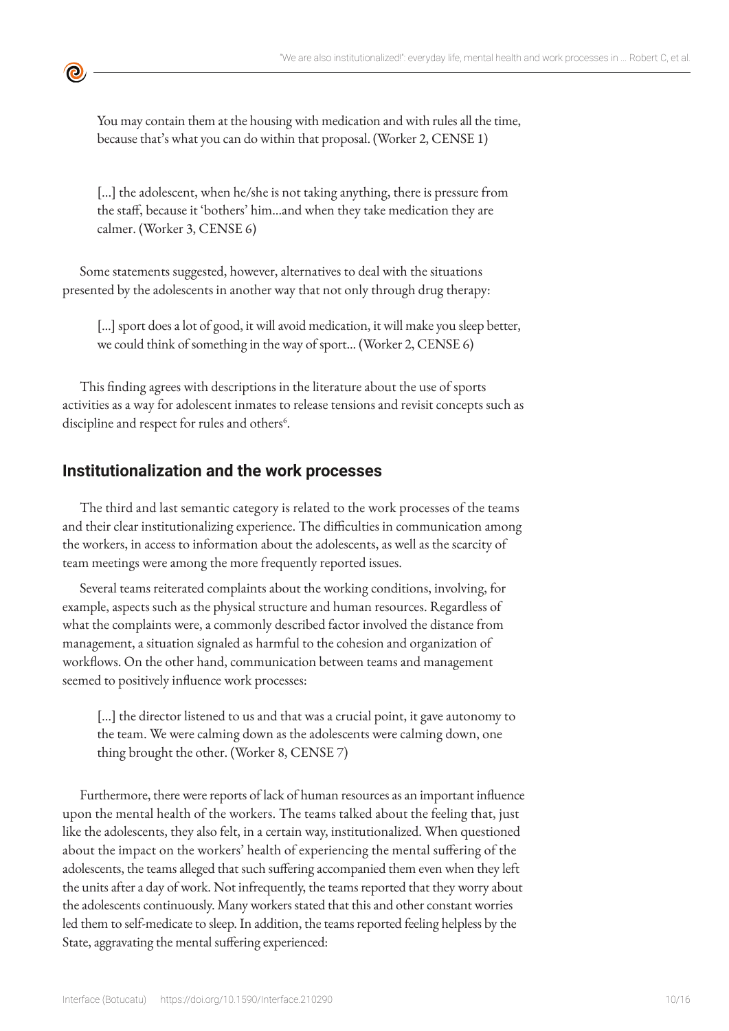> You may contain them at the housing with medication and with rules all the time, because that's what you can do within that proposal. (Worker 2, CENSE 1)

> [...] the adolescent, when he/she is not taking anything, there is pressure from the staff, because it 'bothers' him...and when they take medication they are calmer. (Worker 3, CENSE 6)

Some statements suggested, however, alternatives to deal with the situations presented by the adolescents in another way that not only through drug therapy:

> [...] sport does a lot of good, it will avoid medication, it will make you sleep better, we could think of something in the way of sport... (Worker 2, CENSE 6)

This finding agrees with descriptions in the literature about the use of sports activities as a way for adolescent inmates to release tensions and revisit concepts such as discipline and respect for rules and others[6].

## Institutionalization and the work processes

The third and last semantic category is related to the work processes of the teams and their clear institutionalizing experience. The difficulties in communication among the workers, in access to information about the adolescents, as well as the scarcity of team meetings were among the more frequently reported issues.

Several teams reiterated complaints about the working conditions, involving, for example, aspects such as the physical structure and human resources. Regardless of what the complaints were, a commonly described factor involved the distance from management, a situation signaled as harmful to the cohesion and organization of workflows. On the other hand, communication between teams and management seemed to positively influence work processes:

> [...] the director listened to us and that was a crucial point, it gave autonomy to the team. We were calming down as the adolescents were calming down, one thing brought the other. (Worker 8, CENSE 7)

Furthermore, there were reports of lack of human resources as an important influence upon the mental health of the workers. The teams talked about the feeling that, just like the adolescents, they also felt, in a certain way, institutionalized. When questioned about the impact on the workers' health of experiencing the mental suffering of the adolescents, the teams alleged that such suffering accompanied them even when they left the units after a day of work. Not infrequently, the teams reported that they worry about the adolescents continuously. Many workers stated that this and other constant worries led them to self-medicate to sleep. In addition, the teams reported feeling helpless by the State, aggravating the mental suffering experienced: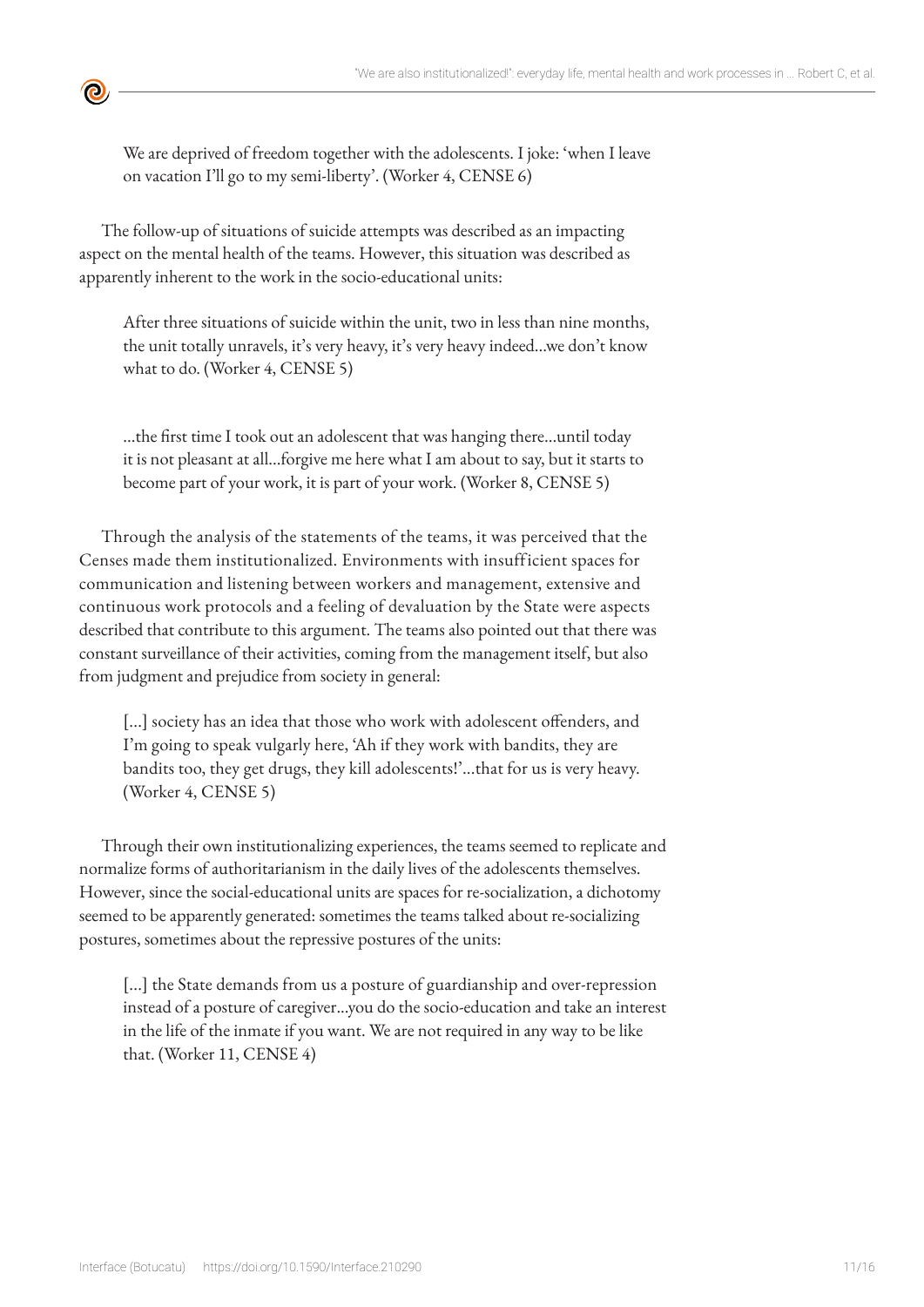> We are deprived of freedom together with the adolescents. I joke: 'when I leave on vacation I'll go to my semi-liberty'. (Worker 4, CENSE 6)

The follow-up of situations of suicide attempts was described as an impacting aspect on the mental health of the teams. However, this situation was described as apparently inherent to the work in the socio-educational units:

> After three situations of suicide within the unit, two in less than nine months, the unit totally unravels, it's very heavy, it's very heavy indeed...we don't know what to do. (Worker 4, CENSE 5)

> ...the first time I took out an adolescent that was hanging there...until today it is not pleasant at all...forgive me here what I am about to say, but it starts to become part of your work, it is part of your work. (Worker 8, CENSE 5)

Through the analysis of the statements of the teams, it was perceived that the Censes made them institutionalized. Environments with insufficient spaces for communication and listening between workers and management, extensive and continuous work protocols and a feeling of devaluation by the State were aspects described that contribute to this argument. The teams also pointed out that there was constant surveillance of their activities, coming from the management itself, but also from judgment and prejudice from society in general:

> [...] society has an idea that those who work with adolescent offenders, and I'm going to speak vulgarly here, 'Ah if they work with bandits, they are bandits too, they get drugs, they kill adolescents!'...that for us is very heavy. (Worker 4, CENSE 5)

Through their own institutionalizing experiences, the teams seemed to replicate and normalize forms of authoritarianism in the daily lives of the adolescents themselves. However, since the social-educational units are spaces for re-socialization, a dichotomy seemed to be apparently generated: sometimes the teams talked about re-socializing postures, sometimes about the repressive postures of the units:

> [...] the State demands from us a posture of guardianship and over-repression instead of a posture of caregiver...you do the socio-education and take an interest in the life of the inmate if you want. We are not required in any way to be like that. (Worker 11, CENSE 4)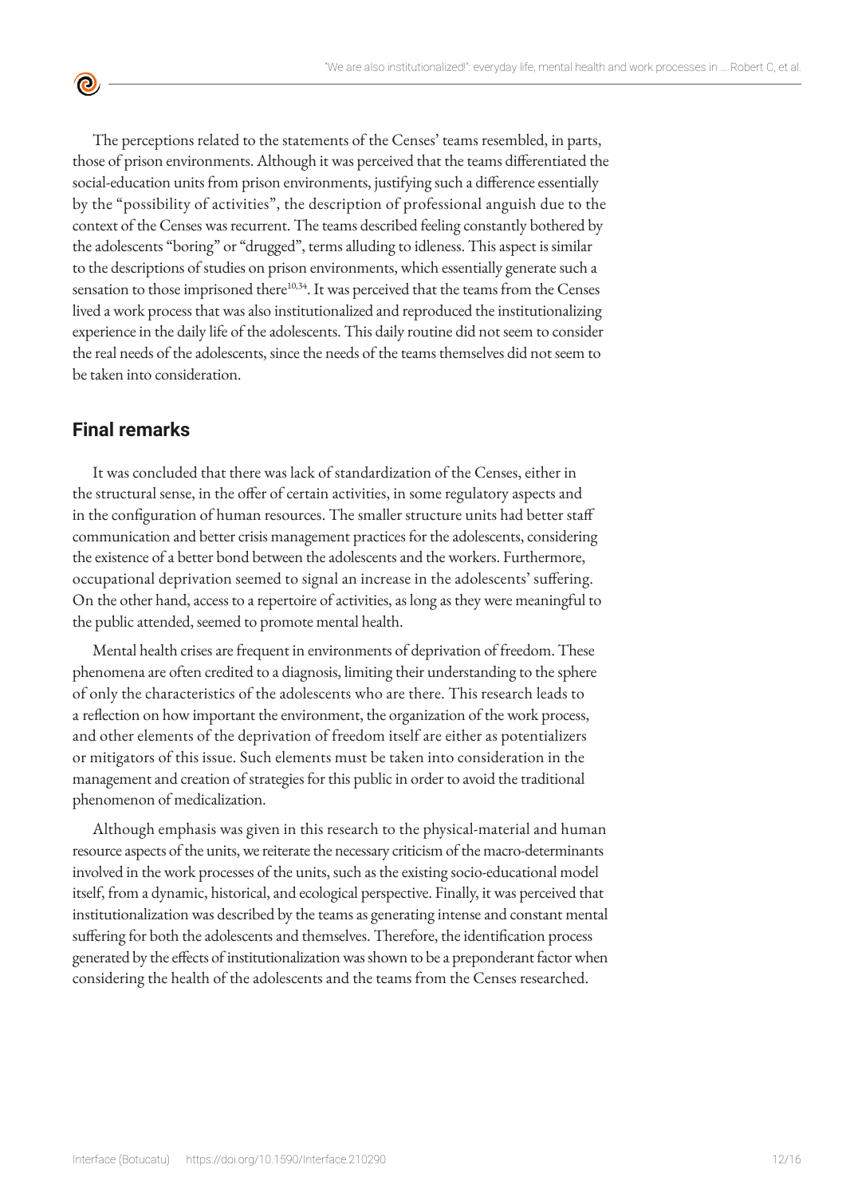The perceptions related to the statements of the Censes' teams resembled, in parts, those of prison environments. Although it was perceived that the teams differentiated the social-education units from prison environments, justifying such a difference essentially by the "possibility of activities", the description of professional anguish due to the context of the Censes was recurrent. The teams described feeling constantly bothered by the adolescents "boring" or "drugged", terms alluding to idleness. This aspect is similar to the descriptions of studies on prison environments, which essentially generate such a sensation to those imprisoned there[10,34]. It was perceived that the teams from the Censes lived a work process that was also institutionalized and reproduced the institutionalizing experience in the daily life of the adolescents. This daily routine did not seem to consider the real needs of the adolescents, since the needs of the teams themselves did not seem to be taken into consideration.

## Final remarks

It was concluded that there was lack of standardization of the Censes, either in the structural sense, in the offer of certain activities, in some regulatory aspects and in the configuration of human resources. The smaller structure units had better staff communication and better crisis management practices for the adolescents, considering the existence of a better bond between the adolescents and the workers. Furthermore, occupational deprivation seemed to signal an increase in the adolescents' suffering. On the other hand, access to a repertoire of activities, as long as they were meaningful to the public attended, seemed to promote mental health.

Mental health crises are frequent in environments of deprivation of freedom. These phenomena are often credited to a diagnosis, limiting their understanding to the sphere of only the characteristics of the adolescents who are there. This research leads to a reflection on how important the environment, the organization of the work process, and other elements of the deprivation of freedom itself are either as potentializers or mitigators of this issue. Such elements must be taken into consideration in the management and creation of strategies for this public in order to avoid the traditional phenomenon of medicalization.

Although emphasis was given in this research to the physical-material and human resource aspects of the units, we reiterate the necessary criticism of the macro-determinants involved in the work processes of the units, such as the existing socio-educational model itself, from a dynamic, historical, and ecological perspective. Finally, it was perceived that institutionalization was described by the teams as generating intense and constant mental suffering for both the adolescents and themselves. Therefore, the identification process generated by the effects of institutionalization was shown to be a preponderant factor when considering the health of the adolescents and the teams from the Censes researched.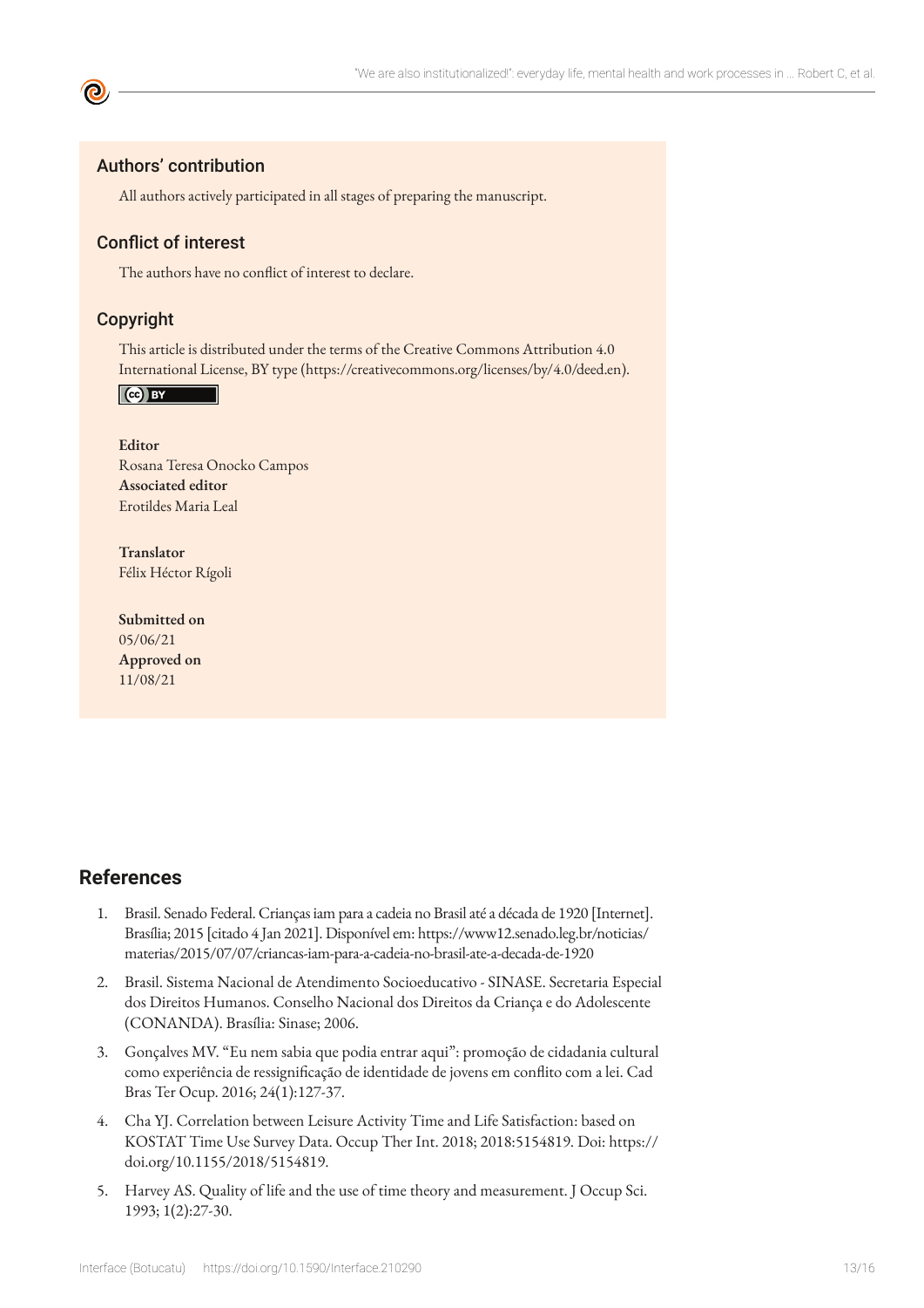## Authors' contribution

All authors actively participated in all stages of preparing the manuscript.

## Conflict of interest

The authors have no conflict of interest to declare.

## Copyright

This article is distributed under the terms of the Creative Commons Attribution 4.0 International License, BY type (https://creativecommons.org/licenses/by/4.0/deed.en).

**Editor**
Rosana Teresa Onocko Campos
**Associated editor**
Erotildes Maria Leal

**Translator**
Félix Héctor Rígoli

**Submitted on**
05/06/21
**Approved on**
11/08/21

## References

1. Brasil. Senado Federal. Crianças iam para a cadeia no Brasil até a década de 1920 [Internet]. Brasília; 2015 [citado 4 Jan 2021]. Disponível em: https://www12.senado.leg.br/noticias/materias/2015/07/07/criancas-iam-para-a-cadeia-no-brasil-ate-a-decada-de-1920
2. Brasil. Sistema Nacional de Atendimento Socioeducativo - SINASE. Secretaria Especial dos Direitos Humanos. Conselho Nacional dos Direitos da Criança e do Adolescente (CONANDA). Brasília: Sinase; 2006.
3. Gonçalves MV. "Eu nem sabia que podia entrar aqui": promoção de cidadania cultural como experiência de ressignificação de identidade de jovens em conflito com a lei. Cad Bras Ter Ocup. 2016; 24(1):127-37.
4. Cha YJ. Correlation between Leisure Activity Time and Life Satisfaction: based on KOSTAT Time Use Survey Data. Occup Ther Int. 2018; 2018:5154819. Doi: https://doi.org/10.1155/2018/5154819.
5. Harvey AS. Quality of life and the use of time theory and measurement. J Occup Sci. 1993; 1(2):27-30.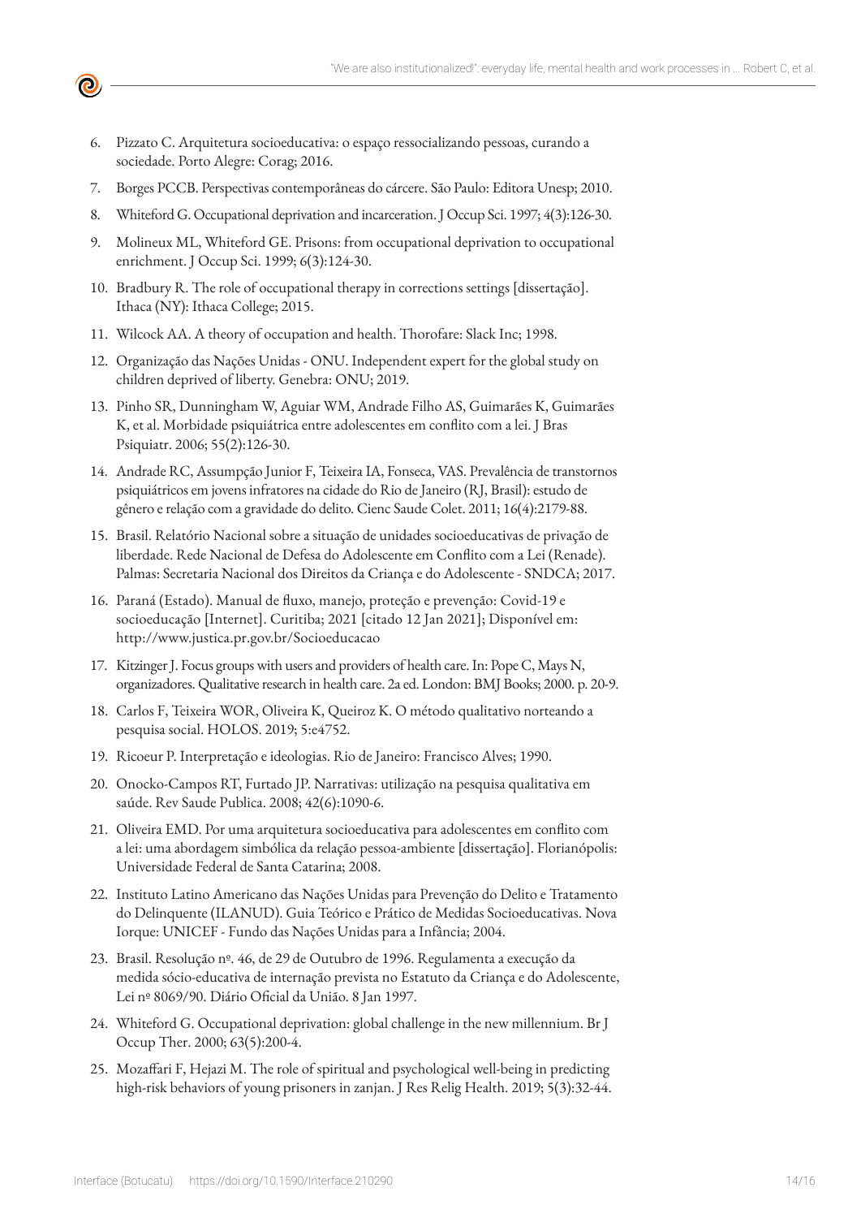6. Pizzato C. Arquitetura socioeducativa: o espaço ressocializando pessoas, curando a sociedade. Porto Alegre: Corag; 2016.
7. Borges PCCB. Perspectivas contemporâneas do cárcere. São Paulo: Editora Unesp; 2010.
8. Whiteford G. Occupational deprivation and incarceration. J Occup Sci. 1997; 4(3):126-30.
9. Molineux ML, Whiteford GE. Prisons: from occupational deprivation to occupational enrichment. J Occup Sci. 1999; 6(3):124-30.
10. Bradbury R. The role of occupational therapy in corrections settings [dissertação]. Ithaca (NY): Ithaca College; 2015.
11. Wilcock AA. A theory of occupation and health. Thorofare: Slack Inc; 1998.
12. Organização das Nações Unidas - ONU. Independent expert for the global study on children deprived of liberty. Genebra: ONU; 2019.
13. Pinho SR, Dunningham W, Aguiar WM, Andrade Filho AS, Guimarães K, Guimarães K, et al. Morbidade psiquiátrica entre adolescentes em conflito com a lei. J Bras Psiquiatr. 2006; 55(2):126-30.
14. Andrade RC, Assumpção Junior F, Teixeira IA, Fonseca, VAS. Prevalência de transtornos psiquiátricos em jovens infratores na cidade do Rio de Janeiro (RJ, Brasil): estudo de gênero e relação com a gravidade do delito. Cienc Saude Colet. 2011; 16(4):2179-88.
15. Brasil. Relatório Nacional sobre a situação de unidades socioeducativas de privação de liberdade. Rede Nacional de Defesa do Adolescente em Conflito com a Lei (Renade). Palmas: Secretaria Nacional dos Direitos da Criança e do Adolescente - SNDCA; 2017.
16. Paraná (Estado). Manual de fluxo, manejo, proteção e prevenção: Covid-19 e socioeducação [Internet]. Curitiba; 2021 [citado 12 Jan 2021]; Disponível em: http://www.justica.pr.gov.br/Socioeducacao
17. Kitzinger J. Focus groups with users and providers of health care. In: Pope C, Mays N, organizadores. Qualitative research in health care. 2a ed. London: BMJ Books; 2000. p. 20-9.
18. Carlos F, Teixeira WOR, Oliveira K, Queiroz K. O método qualitativo norteando a pesquisa social. HOLOS. 2019; 5:e4752.
19. Ricoeur P. Interpretação e ideologias. Rio de Janeiro: Francisco Alves; 1990.
20. Onocko-Campos RT, Furtado JP. Narrativas: utilização na pesquisa qualitativa em saúde. Rev Saude Publica. 2008; 42(6):1090-6.
21. Oliveira EMD. Por uma arquitetura socioeducativa para adolescentes em conflito com a lei: uma abordagem simbólica da relação pessoa-ambiente [dissertação]. Florianópolis: Universidade Federal de Santa Catarina; 2008.
22. Instituto Latino Americano das Nações Unidas para Prevenção do Delito e Tratamento do Delinquente (ILANUD). Guia Teórico e Prático de Medidas Socioeducativas. Nova Iorque: UNICEF - Fundo das Nações Unidas para a Infância; 2004.
23. Brasil. Resolução nº. 46, de 29 de Outubro de 1996. Regulamenta a execução da medida sócio-educativa de internação prevista no Estatuto da Criança e do Adolescente, Lei nº 8069/90. Diário Oficial da União. 8 Jan 1997.
24. Whiteford G. Occupational deprivation: global challenge in the new millennium. Br J Occup Ther. 2000; 63(5):200-4.
25. Mozaffari F, Hejazi M. The role of spiritual and psychological well-being in predicting high-risk behaviors of young prisoners in zanjan. J Res Relig Health. 2019; 5(3):32-44.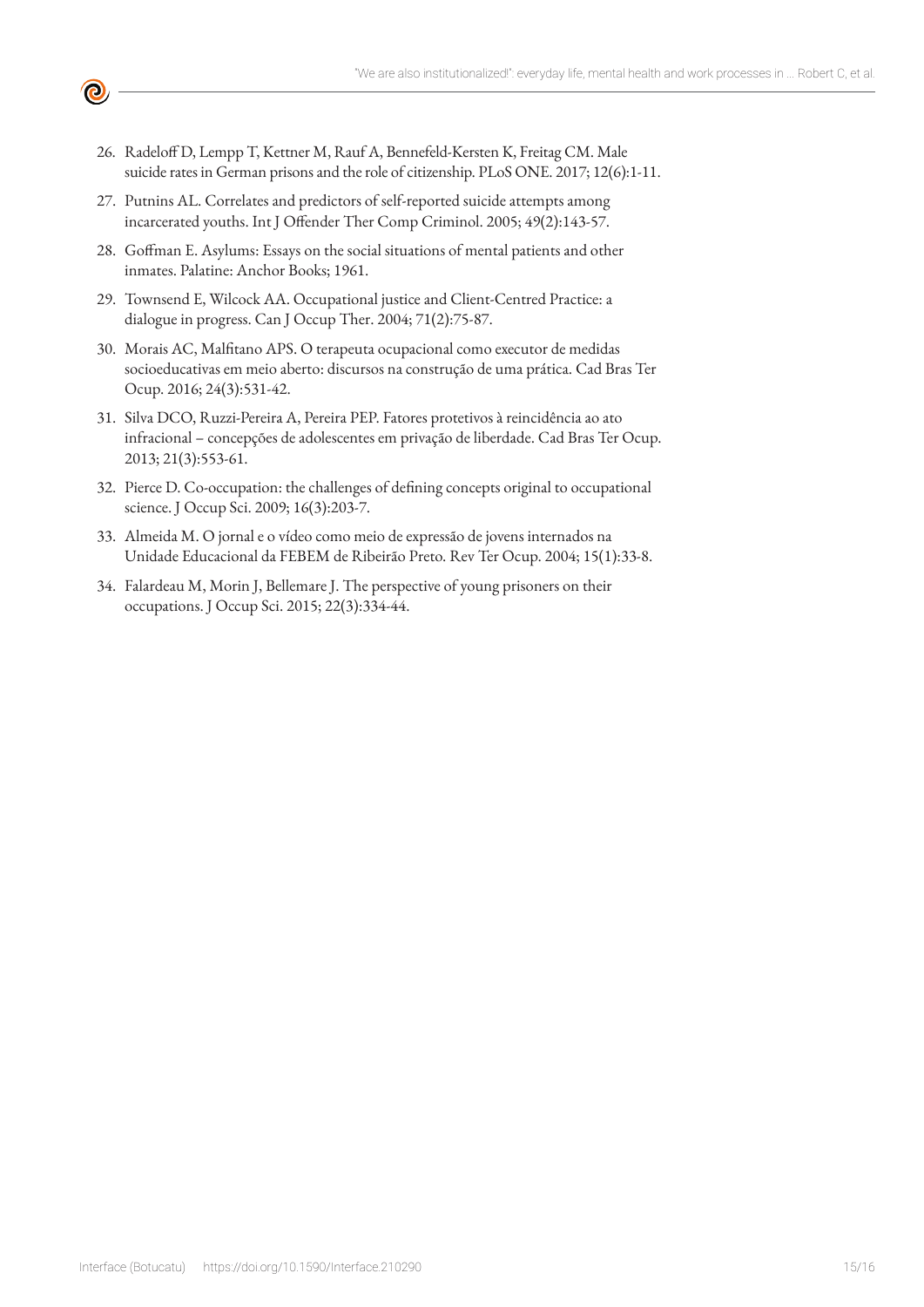26. Radeloff D, Lempp T, Kettner M, Rauf A, Bennefeld-Kersten K, Freitag CM. Male suicide rates in German prisons and the role of citizenship. PLoS ONE. 2017; 12(6):1-11.
27. Putnins AL. Correlates and predictors of self-reported suicide attempts among incarcerated youths. Int J Offender Ther Comp Criminol. 2005; 49(2):143-57.
28. Goffman E. Asylums: Essays on the social situations of mental patients and other inmates. Palatine: Anchor Books; 1961.
29. Townsend E, Wilcock AA. Occupational justice and Client-Centred Practice: a dialogue in progress. Can J Occup Ther. 2004; 71(2):75-87.
30. Morais AC, Malfitano APS. O terapeuta ocupacional como executor de medidas socioeducativas em meio aberto: discursos na construção de uma prática. Cad Bras Ter Ocup. 2016; 24(3):531-42.
31. Silva DCO, Ruzzi-Pereira A, Pereira PEP. Fatores protetivos à reincidência ao ato infracional – concepções de adolescentes em privação de liberdade. Cad Bras Ter Ocup. 2013; 21(3):553-61.
32. Pierce D. Co-occupation: the challenges of defining concepts original to occupational science. J Occup Sci. 2009; 16(3):203-7.
33. Almeida M. O jornal e o vídeo como meio de expressão de jovens internados na Unidade Educacional da FEBEM de Ribeirão Preto. Rev Ter Ocup. 2004; 15(1):33-8.
34. Falardeau M, Morin J, Bellemare J. The perspective of young prisoners on their occupations. J Occup Sci. 2015; 22(3):334-44.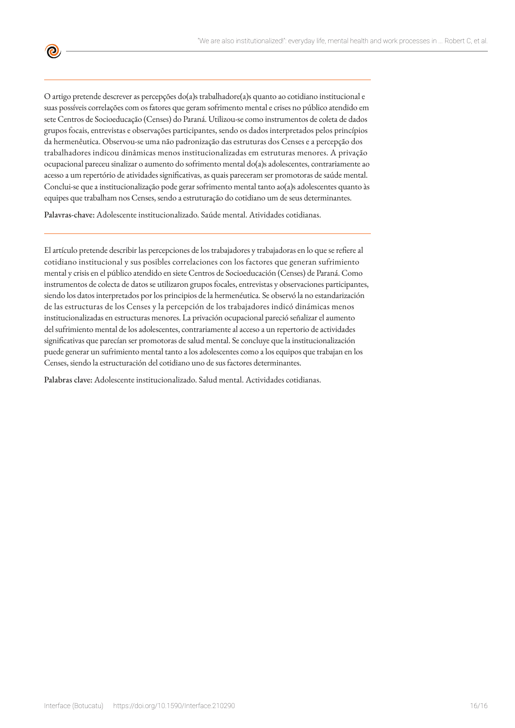O artigo pretende descrever as percepções do(a)s trabalhadore(a)s quanto ao cotidiano institucional e suas possíveis correlações com os fatores que geram sofrimento mental e crises no público atendido em sete Centros de Socioeducação (Censes) do Paraná. Utilizou-se como instrumentos de coleta de dados grupos focais, entrevistas e observações participantes, sendo os dados interpretados pelos princípios da hermenêutica. Observou-se uma não padronização das estruturas dos Censes e a percepção dos trabalhadores indicou dinâmicas menos institucionalizadas em estruturas menores. A privação ocupacional pareceu sinalizar o aumento do sofrimento mental do(a)s adolescentes, contrariamente ao acesso a um repertório de atividades significativas, as quais pareceram ser promotoras de saúde mental. Conclui-se que a institucionalização pode gerar sofrimento mental tanto ao(a)s adolescentes quanto às equipes que trabalham nos Censes, sendo a estruturação do cotidiano um de seus determinantes.

**Palavras-chave:** Adolescente institucionalizado. Saúde mental. Atividades cotidianas.

---

El artículo pretende describir las percepciones de los trabajadores y trabajadoras en lo que se refiere al cotidiano institucional y sus posibles correlaciones con los factores que generan sufrimiento mental y crisis en el público atendido en siete Centros de Socioeducación (Censes) de Paraná. Como instrumentos de colecta de datos se utilizaron grupos focales, entrevistas y observaciones participantes, siendo los datos interpretados por los principios de la hermenéutica. Se observó la no estandarización de las estructuras de los Censes y la percepción de los trabajadores indicó dinámicas menos institucionalizadas en estructuras menores. La privación ocupacional pareció señalizar el aumento del sufrimiento mental de los adolescentes, contrariamente al acceso a un repertorio de actividades significativas que parecían ser promotoras de salud mental. Se concluye que la institucionalización puede generar un sufrimiento mental tanto a los adolescentes como a los equipos que trabajan en los Censes, siendo la estructuración del cotidiano uno de sus factores determinantes.

**Palabras clave:** Adolescente institucionalizado. Salud mental. Actividades cotidianas.